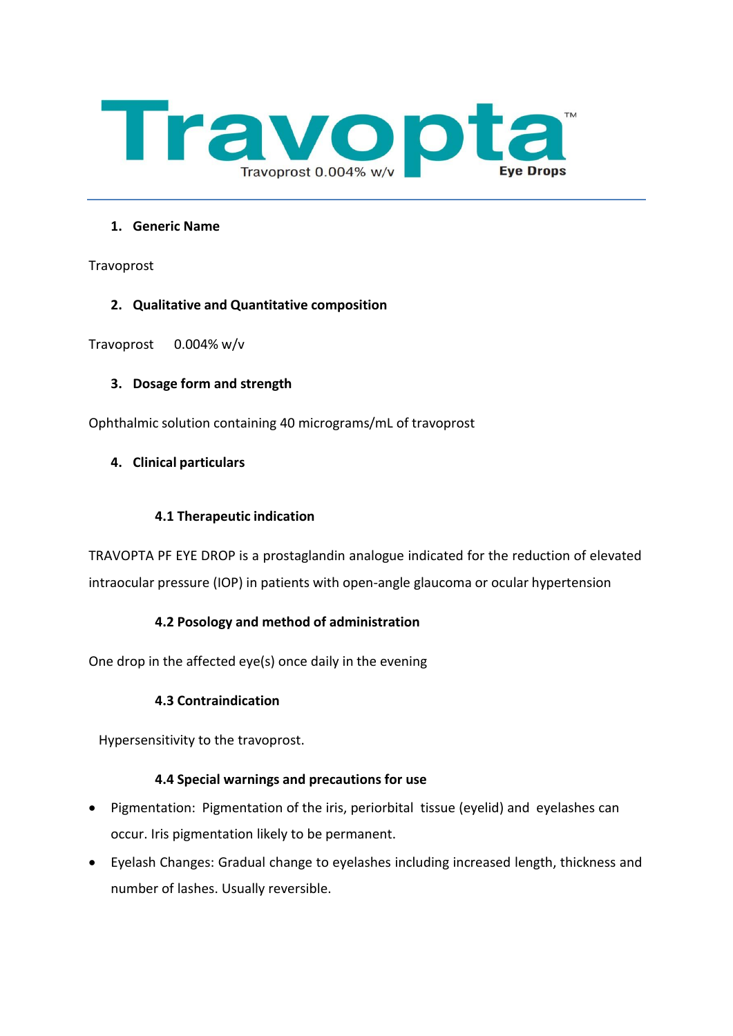# Travopta™

Travoprost 0.004% w/v

Eye Drops

---

## 1. Generic Name

Travoprost

## 2. Qualitative and Quantitative composition

Travoprost 0.004% w/v

## 3. Dosage form and strength

Ophthalmic solution containing 40 micrograms/mL of travoprost

## 4. Clinical particulars

### 4.1 Therapeutic indication

TRAVOPTA PF EYE DROP is a prostaglandin analogue indicated for the reduction of elevated intraocular pressure (IOP) in patients with open-angle glaucoma or ocular hypertension

### 4.2 Posology and method of administration

One drop in the affected eye(s) once daily in the evening

### 4.3 Contraindication

Hypersensitivity to the travoprost.

### 4.4 Special warnings and precautions for use

- Pigmentation: Pigmentation of the iris, periorbital tissue (eyelid) and eyelashes can occur. Iris pigmentation likely to be permanent.
- Eyelash Changes: Gradual change to eyelashes including increased length, thickness and number of lashes. Usually reversible.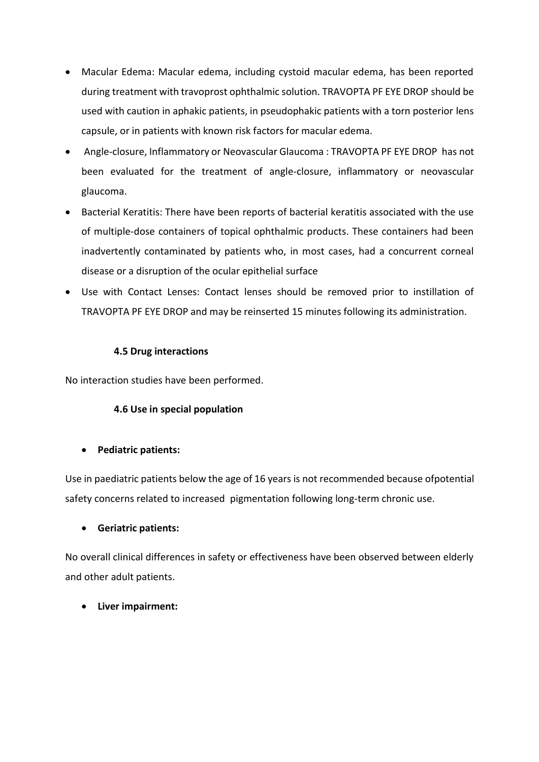- Macular Edema: Macular edema, including cystoid macular edema, has been reported during treatment with travoprost ophthalmic solution. TRAVOPTA PF EYE DROP should be used with caution in aphakic patients, in pseudophakic patients with a torn posterior lens capsule, or in patients with known risk factors for macular edema.
- Angle-closure, Inflammatory or Neovascular Glaucoma : TRAVOPTA PF EYE DROP has not been evaluated for the treatment of angle-closure, inflammatory or neovascular glaucoma.
- Bacterial Keratitis: There have been reports of bacterial keratitis associated with the use of multiple-dose containers of topical ophthalmic products. These containers had been inadvertently contaminated by patients who, in most cases, had a concurrent corneal disease or a disruption of the ocular epithelial surface
- Use with Contact Lenses: Contact lenses should be removed prior to instillation of TRAVOPTA PF EYE DROP and may be reinserted 15 minutes following its administration.

**4.5 Drug interactions**

No interaction studies have been performed.

**4.6 Use in special population**

- **Pediatric patients:**

Use in paediatric patients below the age of 16 years is not recommended because ofpotential safety concerns related to increased pigmentation following long-term chronic use.

- **Geriatric patients:**

No overall clinical differences in safety or effectiveness have been observed between elderly and other adult patients.

- **Liver impairment:**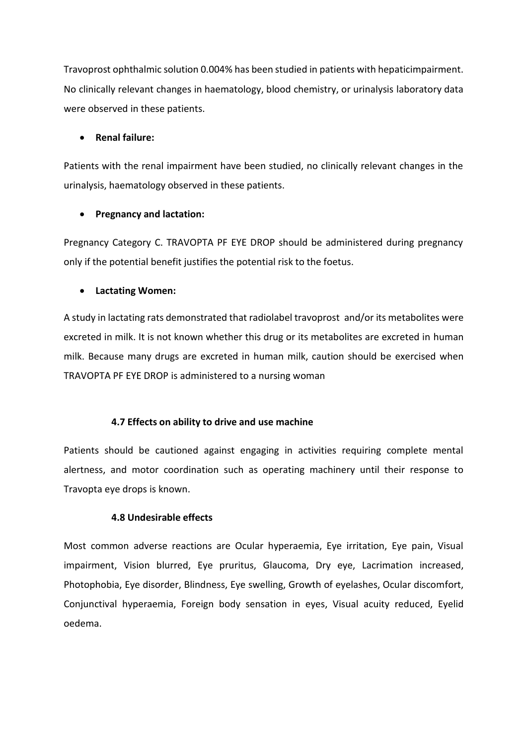Travoprost ophthalmic solution 0.004% has been studied in patients with hepaticimpairment. No clinically relevant changes in haematology, blood chemistry, or urinalysis laboratory data were observed in these patients.

- **Renal failure:**

Patients with the renal impairment have been studied, no clinically relevant changes in the urinalysis, haematology observed in these patients.

- **Pregnancy and lactation:**

Pregnancy Category C. TRAVOPTA PF EYE DROP should be administered during pregnancy only if the potential benefit justifies the potential risk to the foetus.

- **Lactating Women:**

A study in lactating rats demonstrated that radiolabel travoprost and/or its metabolites were excreted in milk. It is not known whether this drug or its metabolites are excreted in human milk. Because many drugs are excreted in human milk, caution should be exercised when TRAVOPTA PF EYE DROP is administered to a nursing woman

### 4.7 Effects on ability to drive and use machine

Patients should be cautioned against engaging in activities requiring complete mental alertness, and motor coordination such as operating machinery until their response to Travopta eye drops is known.

### 4.8 Undesirable effects

Most common adverse reactions are Ocular hyperaemia, Eye irritation, Eye pain, Visual impairment, Vision blurred, Eye pruritus, Glaucoma, Dry eye, Lacrimation increased, Photophobia, Eye disorder, Blindness, Eye swelling, Growth of eyelashes, Ocular discomfort, Conjunctival hyperaemia, Foreign body sensation in eyes, Visual acuity reduced, Eyelid oedema.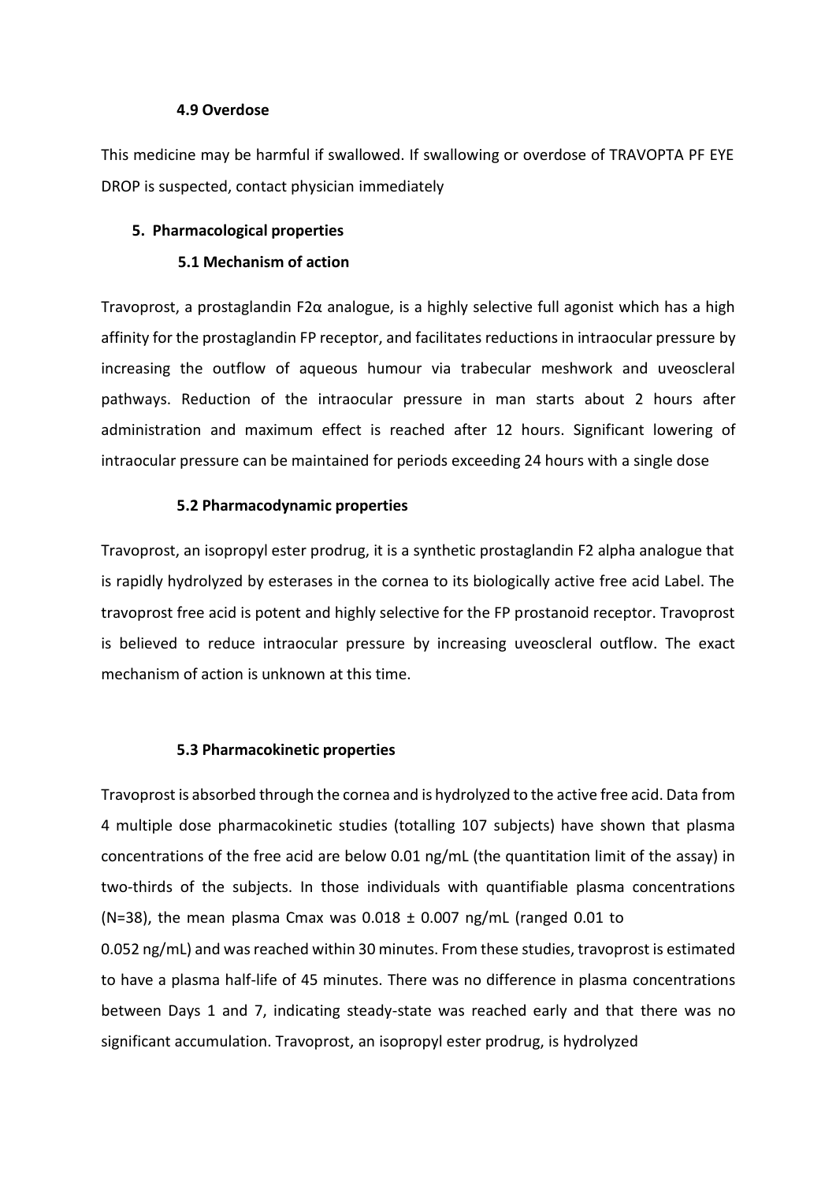#### 4.9 Overdose

This medicine may be harmful if swallowed. If swallowing or overdose of TRAVOPTA PF EYE DROP is suspected, contact physician immediately

## 5. Pharmacological properties

### 5.1 Mechanism of action

Travoprost, a prostaglandin F2α analogue, is a highly selective full agonist which has a high affinity for the prostaglandin FP receptor, and facilitates reductions in intraocular pressure by increasing the outflow of aqueous humour via trabecular meshwork and uveoscleral pathways. Reduction of the intraocular pressure in man starts about 2 hours after administration and maximum effect is reached after 12 hours. Significant lowering of intraocular pressure can be maintained for periods exceeding 24 hours with a single dose

### 5.2 Pharmacodynamic properties

Travoprost, an isopropyl ester prodrug, it is a synthetic prostaglandin F2 alpha analogue that is rapidly hydrolyzed by esterases in the cornea to its biologically active free acid Label. The travoprost free acid is potent and highly selective for the FP prostanoid receptor. Travoprost is believed to reduce intraocular pressure by increasing uveoscleral outflow. The exact mechanism of action is unknown at this time.

### 5.3 Pharmacokinetic properties

Travoprost is absorbed through the cornea and is hydrolyzed to the active free acid. Data from 4 multiple dose pharmacokinetic studies (totalling 107 subjects) have shown that plasma concentrations of the free acid are below 0.01 ng/mL (the quantitation limit of the assay) in two-thirds of the subjects. In those individuals with quantifiable plasma concentrations (N=38), the mean plasma Cmax was 0.018 ± 0.007 ng/mL (ranged 0.01 to 0.052 ng/mL) and was reached within 30 minutes. From these studies, travoprost is estimated to have a plasma half-life of 45 minutes. There was no difference in plasma concentrations between Days 1 and 7, indicating steady-state was reached early and that there was no significant accumulation. Travoprost, an isopropyl ester prodrug, is hydrolyzed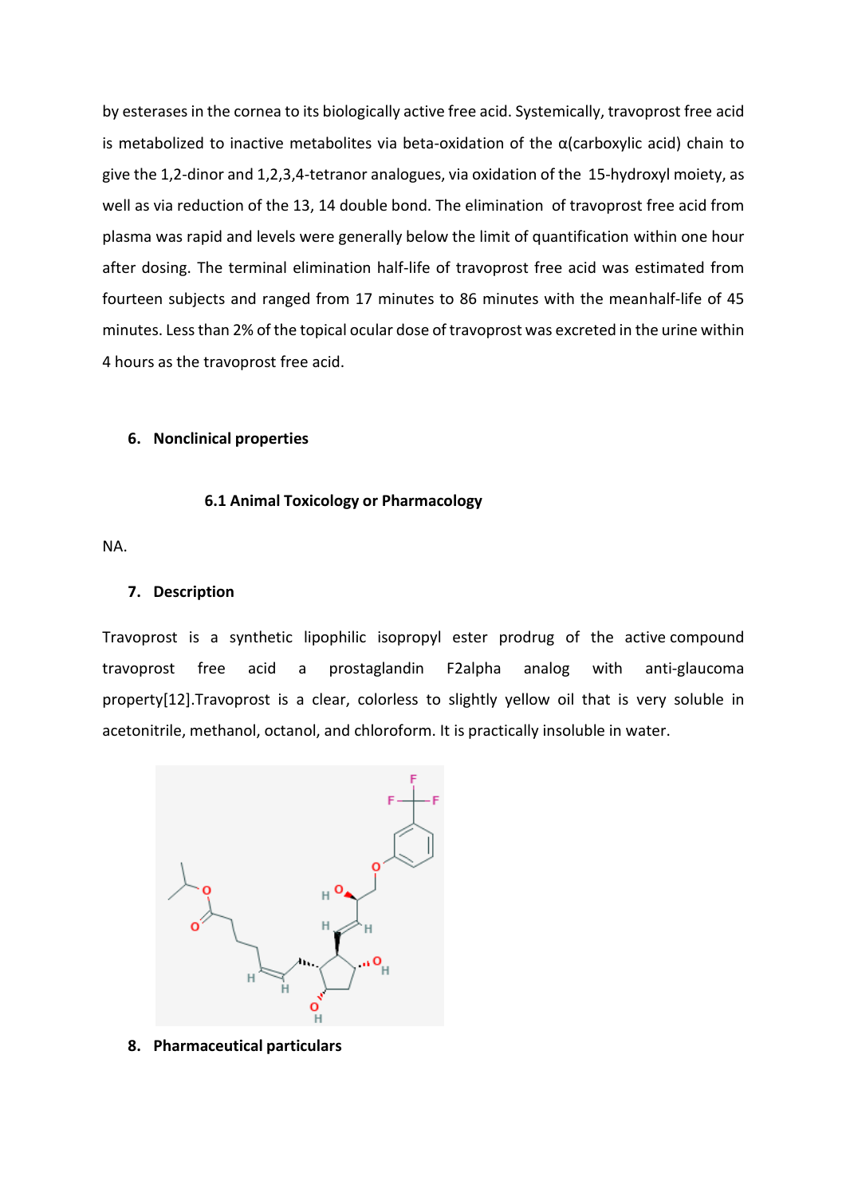by esterases in the cornea to its biologically active free acid. Systemically, travoprost free acid is metabolized to inactive metabolites via beta-oxidation of the α(carboxylic acid) chain to give the 1,2-dinor and 1,2,3,4-tetranor analogues, via oxidation of the 15-hydroxyl moiety, as well as via reduction of the 13, 14 double bond. The elimination of travoprost free acid from plasma was rapid and levels were generally below the limit of quantification within one hour after dosing. The terminal elimination half-life of travoprost free acid was estimated from fourteen subjects and ranged from 17 minutes to 86 minutes with the meanhalf-life of 45 minutes. Less than 2% of the topical ocular dose of travoprost was excreted in the urine within 4 hours as the travoprost free acid.

## 6. Nonclinical properties

### 6.1 Animal Toxicology or Pharmacology

NA.

## 7. Description

Travoprost is a synthetic lipophilic isopropyl ester prodrug of the active compound travoprost free acid a prostaglandin F2alpha analog with anti-glaucoma property[12].Travoprost is a clear, colorless to slightly yellow oil that is very soluble in acetonitrile, methanol, octanol, and chloroform. It is practically insoluble in water.

## 8. Pharmaceutical particulars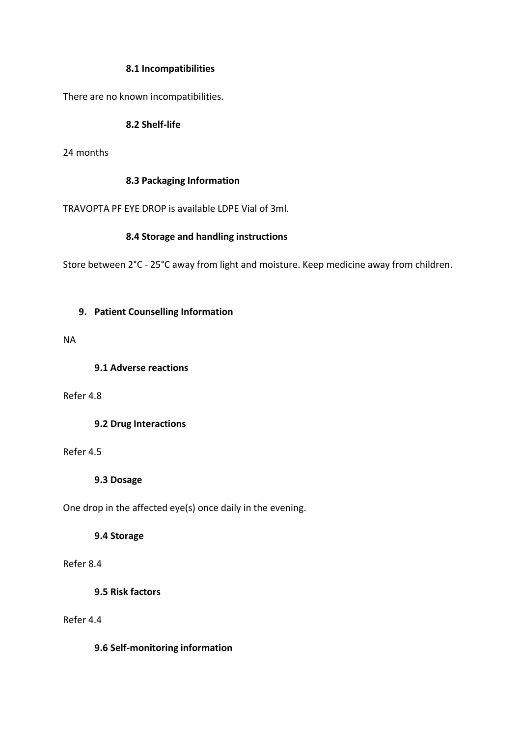### 8.1 Incompatibilities

There are no known incompatibilities.

### 8.2 Shelf-life

24 months

### 8.3 Packaging Information

TRAVOPTA PF EYE DROP is available LDPE Vial of 3ml.

### 8.4 Storage and handling instructions

Store between 2°C - 25°C away from light and moisture. Keep medicine away from children.

## 9. Patient Counselling Information

NA

### 9.1 Adverse reactions

Refer 4.8

### 9.2 Drug Interactions

Refer 4.5

### 9.3 Dosage

One drop in the affected eye(s) once daily in the evening.

### 9.4 Storage

Refer 8.4

### 9.5 Risk factors

Refer 4.4

### 9.6 Self-monitoring information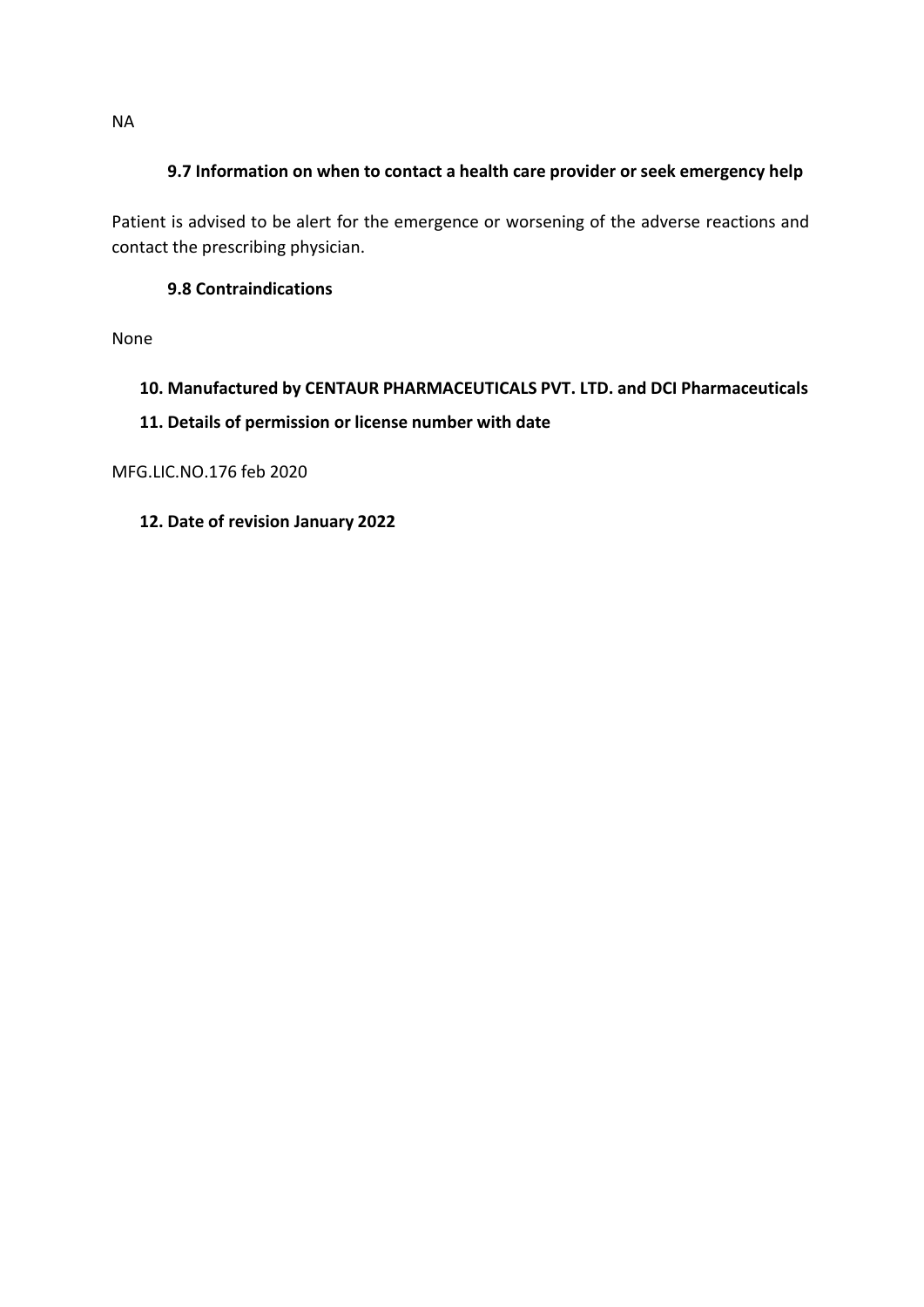NA

### 9.7 Information on when to contact a health care provider or seek emergency help

Patient is advised to be alert for the emergence or worsening of the adverse reactions and contact the prescribing physician.

### 9.8 Contraindications

None

## 10. Manufactured by CENTAUR PHARMACEUTICALS PVT. LTD. and DCI Pharmaceuticals

## 11. Details of permission or license number with date

MFG.LIC.NO.176 feb 2020

## 12. Date of revision January 2022